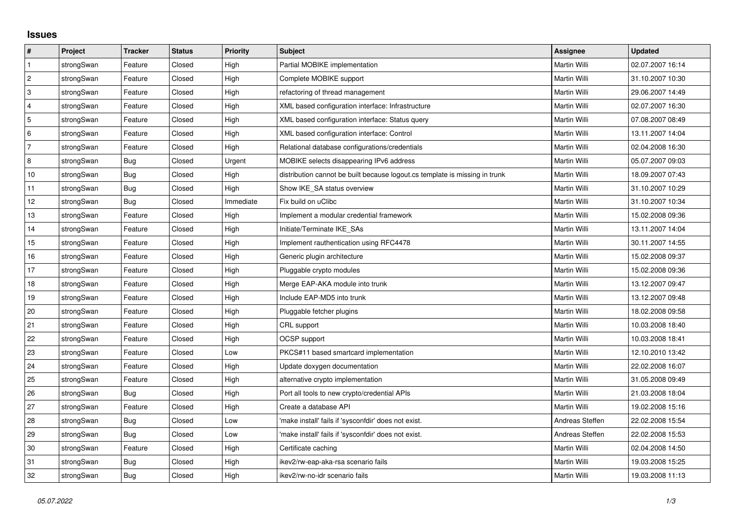## Issues

| # | Project | Tracker | Status | Priority | Subject | Assignee | Updated |
|---|---|---|---|---|---|---|---|
| 1 | strongSwan | Feature | Closed | High | Partial MOBIKE implementation | Martin Willi | 02.07.2007 16:14 |
| 2 | strongSwan | Feature | Closed | High | Complete MOBIKE support | Martin Willi | 31.10.2007 10:30 |
| 3 | strongSwan | Feature | Closed | High | refactoring of thread management | Martin Willi | 29.06.2007 14:49 |
| 4 | strongSwan | Feature | Closed | High | XML based configuration interface: Infrastructure | Martin Willi | 02.07.2007 16:30 |
| 5 | strongSwan | Feature | Closed | High | XML based configuration interface: Status query | Martin Willi | 07.08.2007 08:49 |
| 6 | strongSwan | Feature | Closed | High | XML based configuration interface: Control | Martin Willi | 13.11.2007 14:04 |
| 7 | strongSwan | Feature | Closed | High | Relational database configurations/credentials | Martin Willi | 02.04.2008 16:30 |
| 8 | strongSwan | Bug | Closed | Urgent | MOBIKE selects disappearing IPv6 address | Martin Willi | 05.07.2007 09:03 |
| 10 | strongSwan | Bug | Closed | High | distribution cannot be built because logout.cs template is missing in trunk | Martin Willi | 18.09.2007 07:43 |
| 11 | strongSwan | Bug | Closed | High | Show IKE_SA status overview | Martin Willi | 31.10.2007 10:29 |
| 12 | strongSwan | Bug | Closed | Immediate | Fix build on uClibc | Martin Willi | 31.10.2007 10:34 |
| 13 | strongSwan | Feature | Closed | High | Implement a modular credential framework | Martin Willi | 15.02.2008 09:36 |
| 14 | strongSwan | Feature | Closed | High | Initiate/Terminate IKE_SAs | Martin Willi | 13.11.2007 14:04 |
| 15 | strongSwan | Feature | Closed | High | Implement rauthentication using RFC4478 | Martin Willi | 30.11.2007 14:55 |
| 16 | strongSwan | Feature | Closed | High | Generic plugin architecture | Martin Willi | 15.02.2008 09:37 |
| 17 | strongSwan | Feature | Closed | High | Pluggable crypto modules | Martin Willi | 15.02.2008 09:36 |
| 18 | strongSwan | Feature | Closed | High | Merge EAP-AKA module into trunk | Martin Willi | 13.12.2007 09:47 |
| 19 | strongSwan | Feature | Closed | High | Include EAP-MD5 into trunk | Martin Willi | 13.12.2007 09:48 |
| 20 | strongSwan | Feature | Closed | High | Pluggable fetcher plugins | Martin Willi | 18.02.2008 09:58 |
| 21 | strongSwan | Feature | Closed | High | CRL support | Martin Willi | 10.03.2008 18:40 |
| 22 | strongSwan | Feature | Closed | High | OCSP support | Martin Willi | 10.03.2008 18:41 |
| 23 | strongSwan | Feature | Closed | Low | PKCS#11 based smartcard implementation | Martin Willi | 12.10.2010 13:42 |
| 24 | strongSwan | Feature | Closed | High | Update doxygen documentation | Martin Willi | 22.02.2008 16:07 |
| 25 | strongSwan | Feature | Closed | High | alternative crypto implementation | Martin Willi | 31.05.2008 09:49 |
| 26 | strongSwan | Bug | Closed | High | Port all tools to new crypto/credential APIs | Martin Willi | 21.03.2008 18:04 |
| 27 | strongSwan | Feature | Closed | High | Create a database API | Martin Willi | 19.02.2008 15:16 |
| 28 | strongSwan | Bug | Closed | Low | 'make install' fails if 'sysconfdir' does not exist. | Andreas Steffen | 22.02.2008 15:54 |
| 29 | strongSwan | Bug | Closed | Low | 'make install' fails if 'sysconfdir' does not exist. | Andreas Steffen | 22.02.2008 15:53 |
| 30 | strongSwan | Feature | Closed | High | Certificate caching | Martin Willi | 02.04.2008 14:50 |
| 31 | strongSwan | Bug | Closed | High | ikev2/rw-eap-aka-rsa scenario fails | Martin Willi | 19.03.2008 15:25 |
| 32 | strongSwan | Bug | Closed | High | ikev2/rw-no-idr scenario fails | Martin Willi | 19.03.2008 11:13 |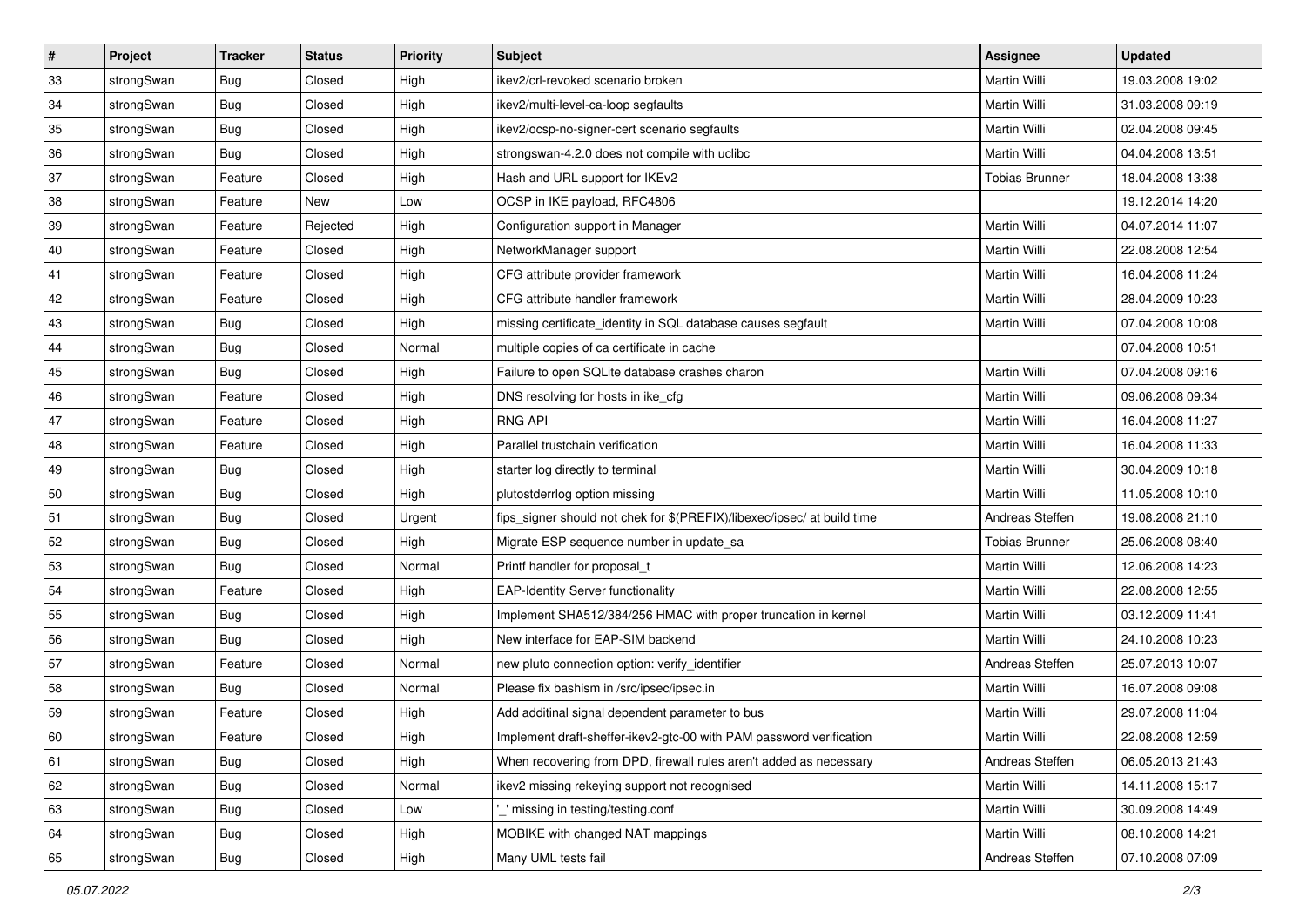| # | Project | Tracker | Status | Priority | Subject | Assignee | Updated |
|---|---|---|---|---|---|---|---|
| 33 | strongSwan | Bug | Closed | High | ikev2/crl-revoked scenario broken | Martin Willi | 19.03.2008 19:02 |
| 34 | strongSwan | Bug | Closed | High | ikev2/multi-level-ca-loop segfaults | Martin Willi | 31.03.2008 09:19 |
| 35 | strongSwan | Bug | Closed | High | ikev2/ocsp-no-signer-cert scenario segfaults | Martin Willi | 02.04.2008 09:45 |
| 36 | strongSwan | Bug | Closed | High | strongswan-4.2.0 does not compile with uclibc | Martin Willi | 04.04.2008 13:51 |
| 37 | strongSwan | Feature | Closed | High | Hash and URL support for IKEv2 | Tobias Brunner | 18.04.2008 13:38 |
| 38 | strongSwan | Feature | New | Low | OCSP in IKE payload, RFC4806 | | 19.12.2014 14:20 |
| 39 | strongSwan | Feature | Rejected | High | Configuration support in Manager | Martin Willi | 04.07.2014 11:07 |
| 40 | strongSwan | Feature | Closed | High | NetworkManager support | Martin Willi | 22.08.2008 12:54 |
| 41 | strongSwan | Feature | Closed | High | CFG attribute provider framework | Martin Willi | 16.04.2008 11:24 |
| 42 | strongSwan | Feature | Closed | High | CFG attribute handler framework | Martin Willi | 28.04.2009 10:23 |
| 43 | strongSwan | Bug | Closed | High | missing certificate_identity in SQL database causes segfault | Martin Willi | 07.04.2008 10:08 |
| 44 | strongSwan | Bug | Closed | Normal | multiple copies of ca certificate in cache | | 07.04.2008 10:51 |
| 45 | strongSwan | Bug | Closed | High | Failure to open SQLite database crashes charon | Martin Willi | 07.04.2008 09:16 |
| 46 | strongSwan | Feature | Closed | High | DNS resolving for hosts in ike_cfg | Martin Willi | 09.06.2008 09:34 |
| 47 | strongSwan | Feature | Closed | High | RNG API | Martin Willi | 16.04.2008 11:27 |
| 48 | strongSwan | Feature | Closed | High | Parallel trustchain verification | Martin Willi | 16.04.2008 11:33 |
| 49 | strongSwan | Bug | Closed | High | starter log directly to terminal | Martin Willi | 30.04.2009 10:18 |
| 50 | strongSwan | Bug | Closed | High | plutostderrlog option missing | Martin Willi | 11.05.2008 10:10 |
| 51 | strongSwan | Bug | Closed | Urgent | fips_signer should not chek for $(PREFIX)/libexec/ipsec/ at build time | Andreas Steffen | 19.08.2008 21:10 |
| 52 | strongSwan | Bug | Closed | High | Migrate ESP sequence number in update_sa | Tobias Brunner | 25.06.2008 08:40 |
| 53 | strongSwan | Bug | Closed | Normal | Printf handler for proposal_t | Martin Willi | 12.06.2008 14:23 |
| 54 | strongSwan | Feature | Closed | High | EAP-Identity Server functionality | Martin Willi | 22.08.2008 12:55 |
| 55 | strongSwan | Bug | Closed | High | Implement SHA512/384/256 HMAC with proper truncation in kernel | Martin Willi | 03.12.2009 11:41 |
| 56 | strongSwan | Bug | Closed | High | New interface for EAP-SIM backend | Martin Willi | 24.10.2008 10:23 |
| 57 | strongSwan | Feature | Closed | Normal | new pluto connection option: verify_identifier | Andreas Steffen | 25.07.2013 10:07 |
| 58 | strongSwan | Bug | Closed | Normal | Please fix bashism in /src/ipsec/ipsec.in | Martin Willi | 16.07.2008 09:08 |
| 59 | strongSwan | Feature | Closed | High | Add additinal signal dependent parameter to bus | Martin Willi | 29.07.2008 11:04 |
| 60 | strongSwan | Feature | Closed | High | Implement draft-sheffer-ikev2-gtc-00 with PAM password verification | Martin Willi | 22.08.2008 12:59 |
| 61 | strongSwan | Bug | Closed | High | When recovering from DPD, firewall rules aren't added as necessary | Andreas Steffen | 06.05.2013 21:43 |
| 62 | strongSwan | Bug | Closed | Normal | ikev2 missing rekeying support not recognised | Martin Willi | 14.11.2008 15:17 |
| 63 | strongSwan | Bug | Closed | Low | '_' missing in testing/testing.conf | Martin Willi | 30.09.2008 14:49 |
| 64 | strongSwan | Bug | Closed | High | MOBIKE with changed NAT mappings | Martin Willi | 08.10.2008 14:21 |
| 65 | strongSwan | Bug | Closed | High | Many UML tests fail | Andreas Steffen | 07.10.2008 07:09 |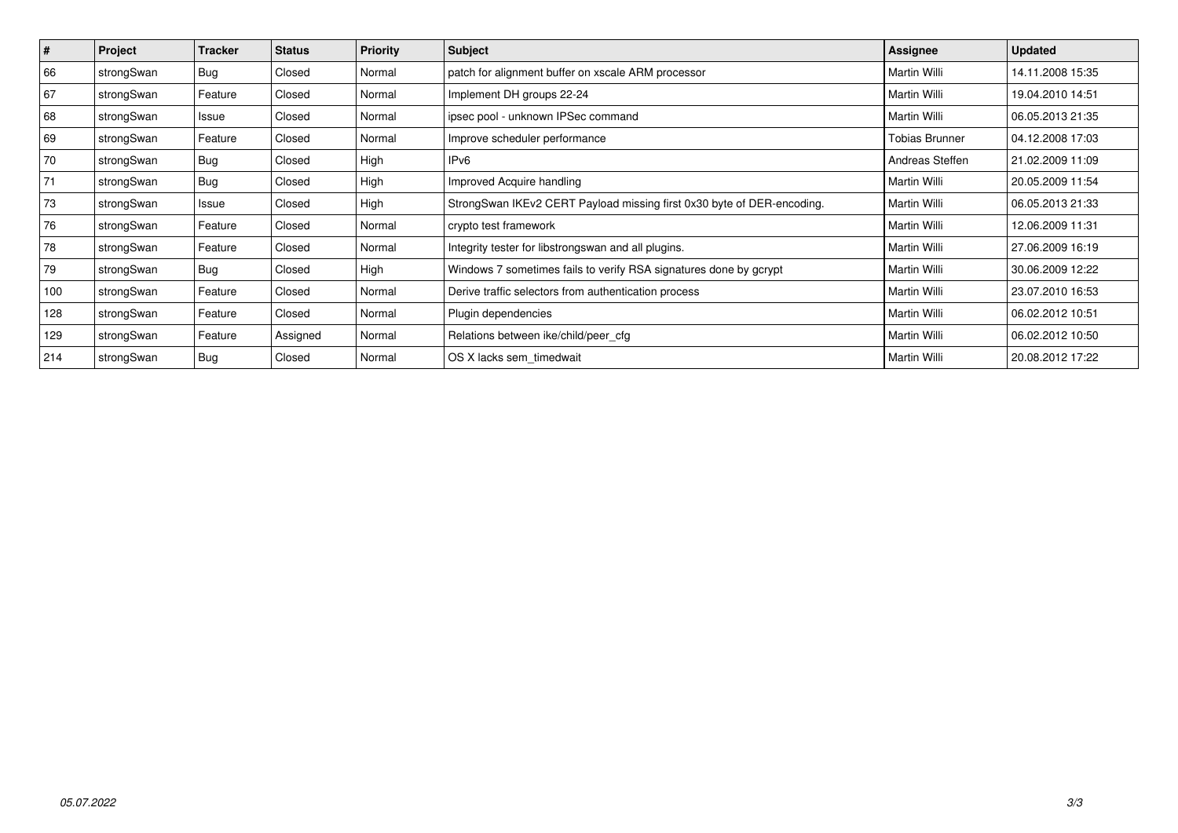| # | Project | Tracker | Status | Priority | Subject | Assignee | Updated |
|---|---|---|---|---|---|---|---|
| 66 | strongSwan | Bug | Closed | Normal | patch for alignment buffer on xscale ARM processor | Martin Willi | 14.11.2008 15:35 |
| 67 | strongSwan | Feature | Closed | Normal | Implement DH groups 22-24 | Martin Willi | 19.04.2010 14:51 |
| 68 | strongSwan | Issue | Closed | Normal | ipsec pool - unknown IPSec command | Martin Willi | 06.05.2013 21:35 |
| 69 | strongSwan | Feature | Closed | Normal | Improve scheduler performance | Tobias Brunner | 04.12.2008 17:03 |
| 70 | strongSwan | Bug | Closed | High | IPv6 | Andreas Steffen | 21.02.2009 11:09 |
| 71 | strongSwan | Bug | Closed | High | Improved Acquire handling | Martin Willi | 20.05.2009 11:54 |
| 73 | strongSwan | Issue | Closed | High | StrongSwan IKEv2 CERT Payload missing first 0x30 byte of DER-encoding. | Martin Willi | 06.05.2013 21:33 |
| 76 | strongSwan | Feature | Closed | Normal | crypto test framework | Martin Willi | 12.06.2009 11:31 |
| 78 | strongSwan | Feature | Closed | Normal | Integrity tester for libstrongswan and all plugins. | Martin Willi | 27.06.2009 16:19 |
| 79 | strongSwan | Bug | Closed | High | Windows 7 sometimes fails to verify RSA signatures done by gcrypt | Martin Willi | 30.06.2009 12:22 |
| 100 | strongSwan | Feature | Closed | Normal | Derive traffic selectors from authentication process | Martin Willi | 23.07.2010 16:53 |
| 128 | strongSwan | Feature | Closed | Normal | Plugin dependencies | Martin Willi | 06.02.2012 10:51 |
| 129 | strongSwan | Feature | Assigned | Normal | Relations between ike/child/peer_cfg | Martin Willi | 06.02.2012 10:50 |
| 214 | strongSwan | Bug | Closed | Normal | OS X lacks sem_timedwait | Martin Willi | 20.08.2012 17:22 |

05.07.2022